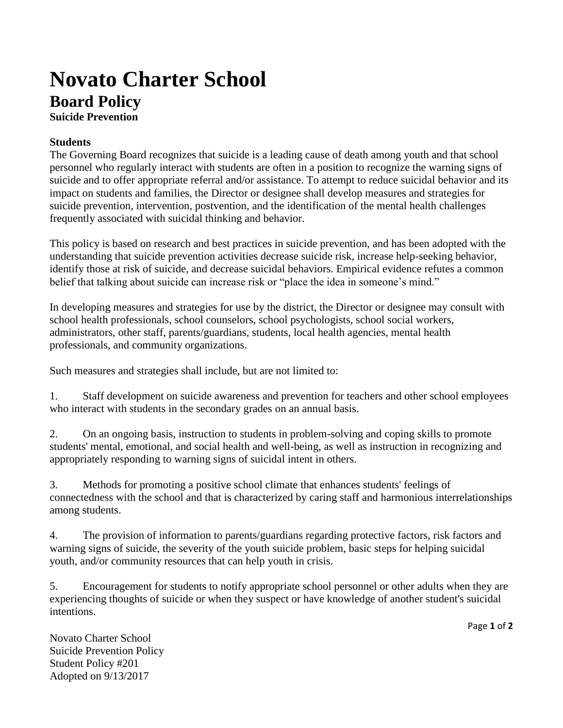# Novato Charter School

## Board Policy

### Suicide Prevention

**Students**

The Governing Board recognizes that suicide is a leading cause of death among youth and that school personnel who regularly interact with students are often in a position to recognize the warning signs of suicide and to offer appropriate referral and/or assistance. To attempt to reduce suicidal behavior and its impact on students and families, the Director or designee shall develop measures and strategies for suicide prevention, intervention, postvention, and the identification of the mental health challenges frequently associated with suicidal thinking and behavior.

This policy is based on research and best practices in suicide prevention, and has been adopted with the understanding that suicide prevention activities decrease suicide risk, increase help-seeking behavior, identify those at risk of suicide, and decrease suicidal behaviors. Empirical evidence refutes a common belief that talking about suicide can increase risk or "place the idea in someone's mind."

In developing measures and strategies for use by the district, the Director or designee may consult with school health professionals, school counselors, school psychologists, school social workers, administrators, other staff, parents/guardians, students, local health agencies, mental health professionals, and community organizations.

Such measures and strategies shall include, but are not limited to:

1. Staff development on suicide awareness and prevention for teachers and other school employees who interact with students in the secondary grades on an annual basis.

2. On an ongoing basis, instruction to students in problem-solving and coping skills to promote students' mental, emotional, and social health and well-being, as well as instruction in recognizing and appropriately responding to warning signs of suicidal intent in others.

3. Methods for promoting a positive school climate that enhances students' feelings of connectedness with the school and that is characterized by caring staff and harmonious interrelationships among students.

4. The provision of information to parents/guardians regarding protective factors, risk factors and warning signs of suicide, the severity of the youth suicide problem, basic steps for helping suicidal youth, and/or community resources that can help youth in crisis.

5. Encouragement for students to notify appropriate school personnel or other adults when they are experiencing thoughts of suicide or when they suspect or have knowledge of another student's suicidal intentions.

Novato Charter School
Suicide Prevention Policy
Student Policy #201
Adopted on 9/13/2017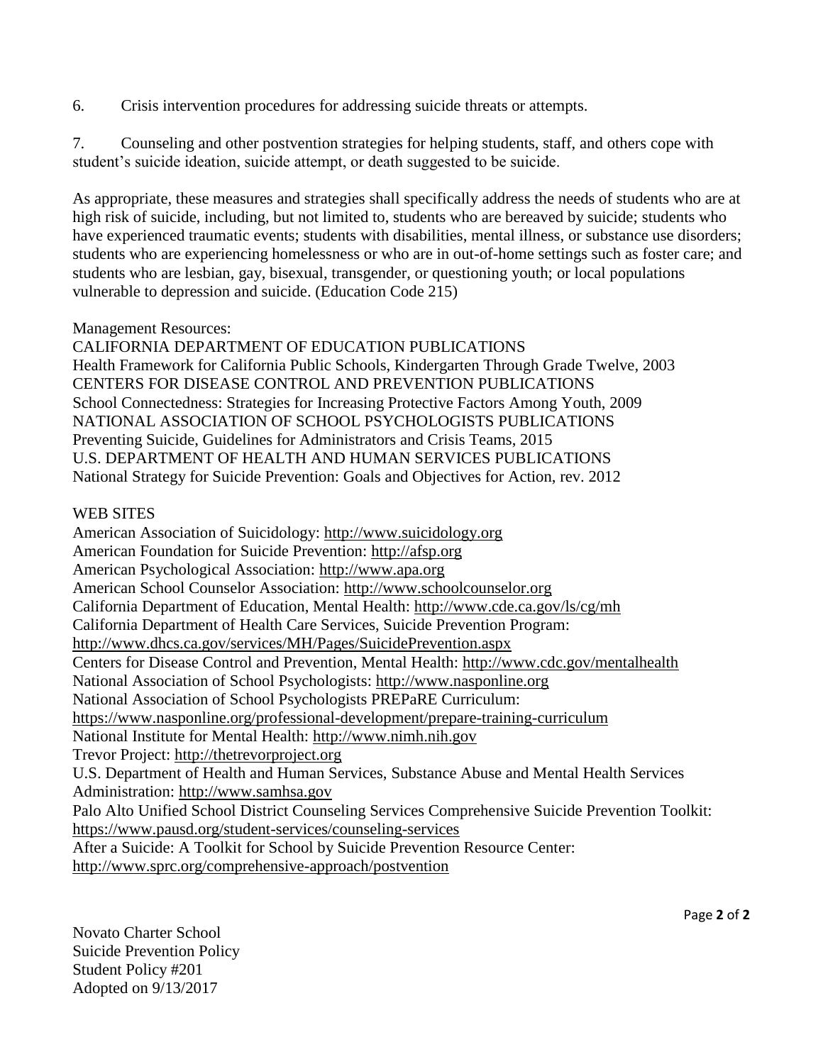6. Crisis intervention procedures for addressing suicide threats or attempts.

7. Counseling and other postvention strategies for helping students, staff, and others cope with student's suicide ideation, suicide attempt, or death suggested to be suicide.

As appropriate, these measures and strategies shall specifically address the needs of students who are at high risk of suicide, including, but not limited to, students who are bereaved by suicide; students who have experienced traumatic events; students with disabilities, mental illness, or substance use disorders; students who are experiencing homelessness or who are in out-of-home settings such as foster care; and students who are lesbian, gay, bisexual, transgender, or questioning youth; or local populations vulnerable to depression and suicide. (Education Code 215)

Management Resources:
CALIFORNIA DEPARTMENT OF EDUCATION PUBLICATIONS
Health Framework for California Public Schools, Kindergarten Through Grade Twelve, 2003
CENTERS FOR DISEASE CONTROL AND PREVENTION PUBLICATIONS
School Connectedness: Strategies for Increasing Protective Factors Among Youth, 2009
NATIONAL ASSOCIATION OF SCHOOL PSYCHOLOGISTS PUBLICATIONS
Preventing Suicide, Guidelines for Administrators and Crisis Teams, 2015
U.S. DEPARTMENT OF HEALTH AND HUMAN SERVICES PUBLICATIONS
National Strategy for Suicide Prevention: Goals and Objectives for Action, rev. 2012

WEB SITES
American Association of Suicidology: http://www.suicidology.org
American Foundation for Suicide Prevention: http://afsp.org
American Psychological Association: http://www.apa.org
American School Counselor Association: http://www.schoolcounselor.org
California Department of Education, Mental Health: http://www.cde.ca.gov/ls/cg/mh
California Department of Health Care Services, Suicide Prevention Program: http://www.dhcs.ca.gov/services/MH/Pages/SuicidePrevention.aspx
Centers for Disease Control and Prevention, Mental Health: http://www.cdc.gov/mentalhealth
National Association of School Psychologists: http://www.nasponline.org
National Association of School Psychologists PREPaRE Curriculum: https://www.nasponline.org/professional-development/prepare-training-curriculum
National Institute for Mental Health: http://www.nimh.nih.gov
Trevor Project: http://thetrevorproject.org
U.S. Department of Health and Human Services, Substance Abuse and Mental Health Services Administration: http://www.samhsa.gov
Palo Alto Unified School District Counseling Services Comprehensive Suicide Prevention Toolkit: https://www.pausd.org/student-services/counseling-services
After a Suicide: A Toolkit for School by Suicide Prevention Resource Center: http://www.sprc.org/comprehensive-approach/postvention

Novato Charter School
Suicide Prevention Policy
Student Policy #201
Adopted on 9/13/2017